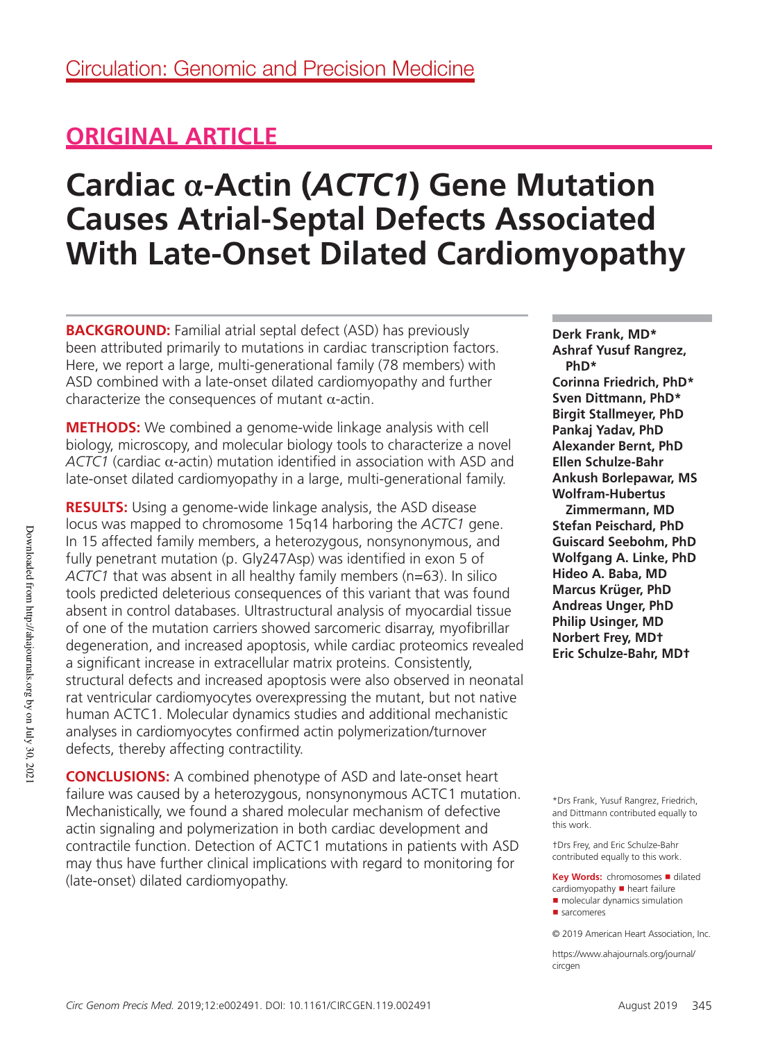Circulation: Genomic and Precision Medicine

## ORIGINAL ARTICLE

# Cardiac α-Actin (*ACTC1*) Gene Mutation Causes Atrial-Septal Defects Associated With Late-Onset Dilated Cardiomyopathy

**Derk Frank, MD***
**Ashraf Yusuf Rangrez, PhD***
**Corinna Friedrich, PhD***
**Sven Dittmann, PhD***
**Birgit Stallmeyer, PhD**
**Pankaj Yadav, PhD**
**Alexander Bernt, PhD**
**Ellen Schulze-Bahr**
**Ankush Borlepawar, MS**
**Wolfram-Hubertus Zimmermann, MD**
**Stefan Peischard, PhD**
**Guiscard Seebohm, PhD**
**Wolfgang A. Linke, PhD**
**Hideo A. Baba, MD**
**Marcus Krüger, PhD**
**Andreas Unger, PhD**
**Philip Usinger, MD**
**Norbert Frey, MD†**
**Eric Schulze-Bahr, MD†**

**BACKGROUND:** Familial atrial septal defect (ASD) has previously been attributed primarily to mutations in cardiac transcription factors. Here, we report a large, multi-generational family (78 members) with ASD combined with a late-onset dilated cardiomyopathy and further characterize the consequences of mutant α-actin.

**METHODS:** We combined a genome-wide linkage analysis with cell biology, microscopy, and molecular biology tools to characterize a novel *ACTC1* (cardiac α-actin) mutation identified in association with ASD and late-onset dilated cardiomyopathy in a large, multi-generational family.

**RESULTS:** Using a genome-wide linkage analysis, the ASD disease locus was mapped to chromosome 15q14 harboring the *ACTC1* gene. In 15 affected family members, a heterozygous, nonsynonymous, and fully penetrant mutation (p. Gly247Asp) was identified in exon 5 of *ACTC1* that was absent in all healthy family members (n=63). In silico tools predicted deleterious consequences of this variant that was found absent in control databases. Ultrastructural analysis of myocardial tissue of one of the mutation carriers showed sarcomeric disarray, myofibrillar degeneration, and increased apoptosis, while cardiac proteomics revealed a significant increase in extracellular matrix proteins. Consistently, structural defects and increased apoptosis were also observed in neonatal rat ventricular cardiomyocytes overexpressing the mutant, but not native human ACTC1. Molecular dynamics studies and additional mechanistic analyses in cardiomyocytes confirmed actin polymerization/turnover defects, thereby affecting contractility.

**CONCLUSIONS:** A combined phenotype of ASD and late-onset heart failure was caused by a heterozygous, nonsynonymous ACTC1 mutation. Mechanistically, we found a shared molecular mechanism of defective actin signaling and polymerization in both cardiac development and contractile function. Detection of ACTC1 mutations in patients with ASD may thus have further clinical implications with regard to monitoring for (late-onset) dilated cardiomyopathy.

*Drs Frank, Yusuf Rangrez, Friedrich, and Dittmann contributed equally to this work.

†Drs Frey, and Eric Schulze-Bahr contributed equally to this work.

**Key Words:** chromosomes ■ dilated cardiomyopathy ■ heart failure ■ molecular dynamics simulation ■ sarcomeres

© 2019 American Heart Association, Inc.

https://www.ahajournals.org/journal/circgen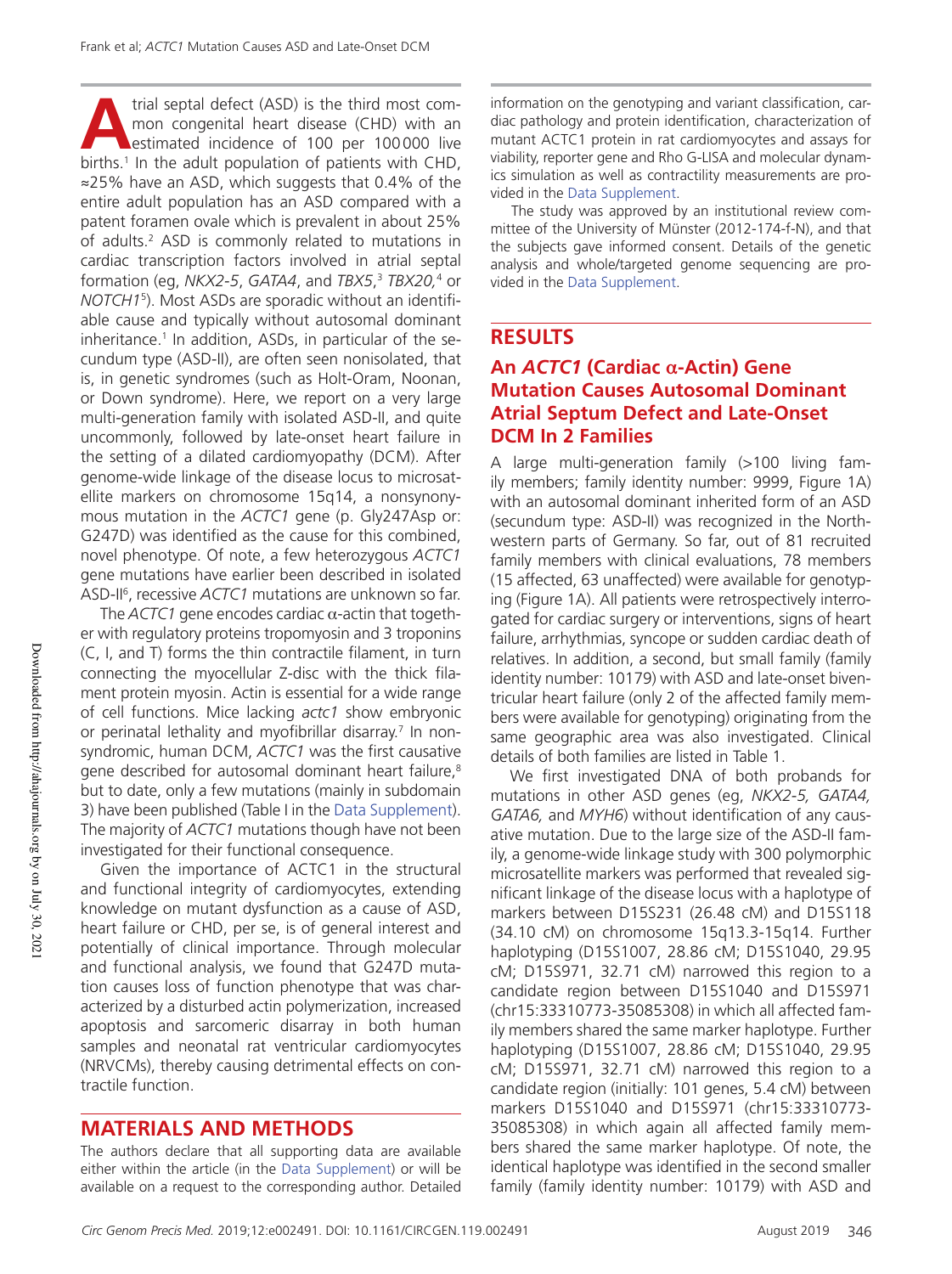Atrial septal defect (ASD) is the third most common congenital heart disease (CHD) with an estimated incidence of 100 per 100 000 live births.[1] In the adult population of patients with CHD, ≈25% have an ASD, which suggests that 0.4% of the entire adult population has an ASD compared with a patent foramen ovale which is prevalent in about 25% of adults.[2] ASD is commonly related to mutations in cardiac transcription factors involved in atrial septal formation (eg, *NKX2-5*, *GATA4*, and *TBX5*,[3] *TBX20*,[4] or *NOTCH1*[5]). Most ASDs are sporadic without an identifiable cause and typically without autosomal dominant inheritance.[1] In addition, ASDs, in particular of the secundum type (ASD-II), are often seen nonisolated, that is, in genetic syndromes (such as Holt-Oram, Noonan, or Down syndrome). Here, we report on a very large multi-generation family with isolated ASD-II, and quite uncommonly, followed by late-onset heart failure in the setting of a dilated cardiomyopathy (DCM). After genome-wide linkage of the disease locus to microsatellite markers on chromosome 15q14, a nonsynonymous mutation in the *ACTC1* gene (p. Gly247Asp or: G247D) was identified as the cause for this combined, novel phenotype. Of note, a few heterozygous *ACTC1* gene mutations have earlier been described in isolated ASD-II[6], recessive *ACTC1* mutations are unknown so far.

The *ACTC1* gene encodes cardiac α-actin that together with regulatory proteins tropomyosin and 3 troponins (C, I, and T) forms the thin contractile filament, in turn connecting the myocellular Z-disc with the thick filament protein myosin. Actin is essential for a wide range of cell functions. Mice lacking *actc1* show embryonic or perinatal lethality and myofibrillar disarray.[7] In nonsyndromic, human DCM, *ACTC1* was the first causative gene described for autosomal dominant heart failure,[8] but to date, only a few mutations (mainly in subdomain 3) have been published (Table I in the Data Supplement). The majority of *ACTC1* mutations though have not been investigated for their functional consequence.

Given the importance of ACTC1 in the structural and functional integrity of cardiomyocytes, extending knowledge on mutant dysfunction as a cause of ASD, heart failure or CHD, per se, is of general interest and potentially of clinical importance. Through molecular and functional analysis, we found that G247D mutation causes loss of function phenotype that was characterized by a disturbed actin polymerization, increased apoptosis and sarcomeric disarray in both human samples and neonatal rat ventricular cardiomyocytes (NRVCMs), thereby causing detrimental effects on contractile function.

## MATERIALS AND METHODS

The authors declare that all supporting data are available either within the article (in the Data Supplement) or will be available on a request to the corresponding author. Detailed information on the genotyping and variant classification, cardiac pathology and protein identification, characterization of mutant ACTC1 protein in rat cardiomyocytes and assays for viability, reporter gene and Rho G-LISA and molecular dynamics simulation as well as contractility measurements are provided in the Data Supplement.

The study was approved by an institutional review committee of the University of Münster (2012-174-f-N), and that the subjects gave informed consent. Details of the genetic analysis and whole/targeted genome sequencing are provided in the Data Supplement.

## RESULTS

### An *ACTC1* (Cardiac α-Actin) Gene Mutation Causes Autosomal Dominant Atrial Septum Defect and Late-Onset DCM In 2 Families

A large multi-generation family (>100 living family members; family identity number: 9999, Figure 1A) with an autosomal dominant inherited form of an ASD (secundum type: ASD-II) was recognized in the Northwestern parts of Germany. So far, out of 81 recruited family members with clinical evaluations, 78 members (15 affected, 63 unaffected) were available for genotyping (Figure 1A). All patients were retrospectively interrogated for cardiac surgery or interventions, signs of heart failure, arrhythmias, syncope or sudden cardiac death of relatives. In addition, a second, but small family (family identity number: 10179) with ASD and late-onset biventricular heart failure (only 2 of the affected family members were available for genotyping) originating from the same geographic area was also investigated. Clinical details of both families are listed in Table 1.

We first investigated DNA of both probands for mutations in other ASD genes (eg, *NKX2-5, GATA4, GATA6,* and *MYH6*) without identification of any causative mutation. Due to the large size of the ASD-II family, a genome-wide linkage study with 300 polymorphic microsatellite markers was performed that revealed significant linkage of the disease locus with a haplotype of markers between D15S231 (26.48 cM) and D15S118 (34.10 cM) on chromosome 15q13.3-15q14. Further haplotyping (D15S1007, 28.86 cM; D15S1040, 29.95 cM; D15S971, 32.71 cM) narrowed this region to a candidate region between D15S1040 and D15S971 (chr15:33310773-35085308) in which all affected family members shared the same marker haplotype. Further haplotyping (D15S1007, 28.86 cM; D15S1040, 29.95 cM; D15S971, 32.71 cM) narrowed this region to a candidate region (initially: 101 genes, 5.4 cM) between markers D15S1040 and D15S971 (chr15:33310773-35085308) in which again all affected family members shared the same marker haplotype. Of note, the identical haplotype was identified in the second smaller family (family identity number: 10179) with ASD and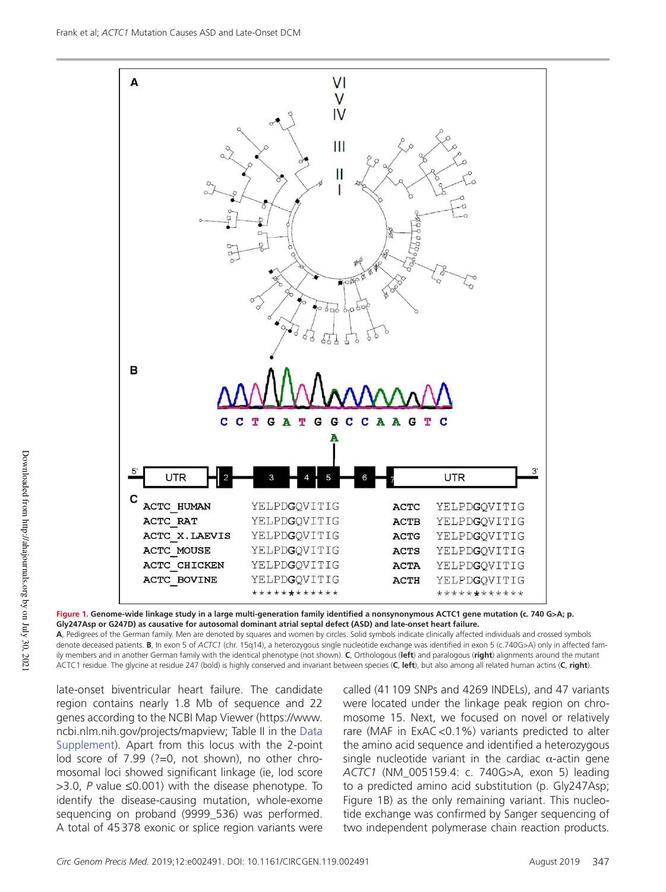**Figure 1. Genome-wide linkage study in a large multi-generation family identified a nonsynonymous ACTC1 gene mutation (c. 740 G>A; p. Gly247Asp or G247D) as causative for autosomal dominant atrial septal defect (ASD) and late-onset heart failure.**

**A**, Pedigrees of the German family. Men are denoted by squares and women by circles. Solid symbols indicate clinically affected individuals and crossed symbols denote deceased patients. **B**, In exon 5 of *ACTC1* (chr. 15q14), a heterozygous single nucleotide exchange was identified in exon 5 (c.740G>A) only in affected family members and in another German family with the identical phenotype (not shown). **C**, Orthologous (**left**) and paralogous (**right**) alignments around the mutant ACTC1 residue. The glycine at residue 247 (bold) is highly conserved and invariant between species (**C**, **left**), but also among all related human actins (**C**, **right**).

late-onset biventricular heart failure. The candidate region contains nearly 1.8 Mb of sequence and 22 genes according to the NCBI Map Viewer (https://www.ncbi.nlm.nih.gov/projects/mapview; Table II in the Data Supplement). Apart from this locus with the 2-point lod score of 7.99 (?=0, not shown), no other chromosomal loci showed significant linkage (ie, lod score >3.0, *P* value ≤0.001) with the disease phenotype. To identify the disease-causing mutation, whole-exome sequencing on proband (9999_536) was performed. A total of 45 378 exonic or splice region variants were called (41 109 SNPs and 4269 INDELs), and 47 variants were located under the linkage peak region on chromosome 15. Next, we focused on novel or relatively rare (MAF in ExAC <0.1%) variants predicted to alter the amino acid sequence and identified a heterozygous single nucleotide variant in the cardiac α-actin gene *ACTC1* (NM_005159.4: c. 740G>A, exon 5) leading to a predicted amino acid substitution (p. Gly247Asp; Figure 1B) as the only remaining variant. This nucleotide exchange was confirmed by Sanger sequencing of two independent polymerase chain reaction products.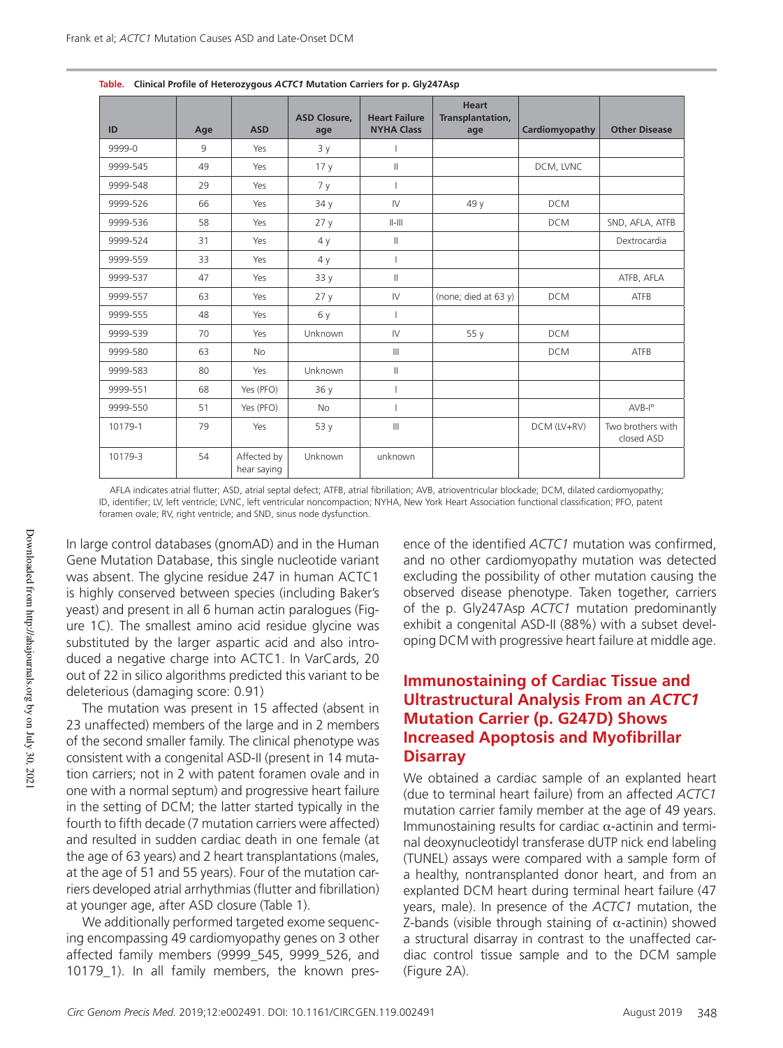**Table. Clinical Profile of Heterozygous *ACTC1* Mutation Carriers for p. Gly247Asp**

| ID | Age | ASD | ASD Closure, age | Heart Failure NYHA Class | Heart Transplantation, age | Cardiomyopathy | Other Disease |
|---|---|---|---|---|---|---|---|
| 9999-0 | 9 | Yes | 3 y | I | | | |
| 9999-545 | 49 | Yes | 17 y | II | | DCM, LVNC | |
| 9999-548 | 29 | Yes | 7 y | I | | | |
| 9999-526 | 66 | Yes | 34 y | IV | 49 y | DCM | |
| 9999-536 | 58 | Yes | 27 y | II-III | | DCM | SND, AFLA, ATFB |
| 9999-524 | 31 | Yes | 4 y | II | | | Dextrocardia |
| 9999-559 | 33 | Yes | 4 y | I | | | |
| 9999-537 | 47 | Yes | 33 y | II | | | ATFB, AFLA |
| 9999-557 | 63 | Yes | 27 y | IV | (none; died at 63 y) | DCM | ATFB |
| 9999-555 | 48 | Yes | 6 y | I | | | |
| 9999-539 | 70 | Yes | Unknown | IV | 55 y | DCM | |
| 9999-580 | 63 | No | | III | | DCM | ATFB |
| 9999-583 | 80 | Yes | Unknown | II | | | |
| 9999-551 | 68 | Yes (PFO) | 36 y | I | | | |
| 9999-550 | 51 | Yes (PFO) | No | I | | | AVB-I° |
| 10179-1 | 79 | Yes | 53 y | III | | DCM (LV+RV) | Two brothers with closed ASD |
| 10179-3 | 54 | Affected by hear saying | Unknown | unknown | | | |

AFLA indicates atrial flutter; ASD, atrial septal defect; ATFB, atrial fibrillation; AVB, atrioventricular blockade; DCM, dilated cardiomyopathy; ID, identifier; LV, left ventricle; LVNC, left ventricular noncompaction; NYHA, New York Heart Association functional classification; PFO, patent foramen ovale; RV, right ventricle; and SND, sinus node dysfunction.

In large control databases (gnomAD) and in the Human Gene Mutation Database, this single nucleotide variant was absent. The glycine residue 247 in human ACTC1 is highly conserved between species (including Baker's yeast) and present in all 6 human actin paralogues (Figure 1C). The smallest amino acid residue glycine was substituted by the larger aspartic acid and also introduced a negative charge into ACTC1. In VarCards, 20 out of 22 in silico algorithms predicted this variant to be deleterious (damaging score: 0.91)

The mutation was present in 15 affected (absent in 23 unaffected) members of the large and in 2 members of the second smaller family. The clinical phenotype was consistent with a congenital ASD-II (present in 14 mutation carriers; not in 2 with patent foramen ovale and in one with a normal septum) and progressive heart failure in the setting of DCM; the latter started typically in the fourth to fifth decade (7 mutation carriers were affected) and resulted in sudden cardiac death in one female (at the age of 63 years) and 2 heart transplantations (males, at the age of 51 and 55 years). Four of the mutation carriers developed atrial arrhythmias (flutter and fibrillation) at younger age, after ASD closure (Table 1).

We additionally performed targeted exome sequencing encompassing 49 cardiomyopathy genes on 3 other affected family members (9999_545, 9999_526, and 10179_1). In all family members, the known presence of the identified *ACTC1* mutation was confirmed, and no other cardiomyopathy mutation was detected excluding the possibility of other mutation causing the observed disease phenotype. Taken together, carriers of the p. Gly247Asp *ACTC1* mutation predominantly exhibit a congenital ASD-II (88%) with a subset developing DCM with progressive heart failure at middle age.

## Immunostaining of Cardiac Tissue and Ultrastructural Analysis From an *ACTC1* Mutation Carrier (p. G247D) Shows Increased Apoptosis and Myofibrillar Disarray

We obtained a cardiac sample of an explanted heart (due to terminal heart failure) from an affected *ACTC1* mutation carrier family member at the age of 49 years. Immunostaining results for cardiac α-actinin and terminal deoxynucleotidyl transferase dUTP nick end labeling (TUNEL) assays were compared with a sample form of a healthy, nontransplanted donor heart, and from an explanted DCM heart during terminal heart failure (47 years, male). In presence of the *ACTC1* mutation, the Z-bands (visible through staining of α-actinin) showed a structural disarray in contrast to the unaffected cardiac control tissue sample and to the DCM sample (Figure 2A).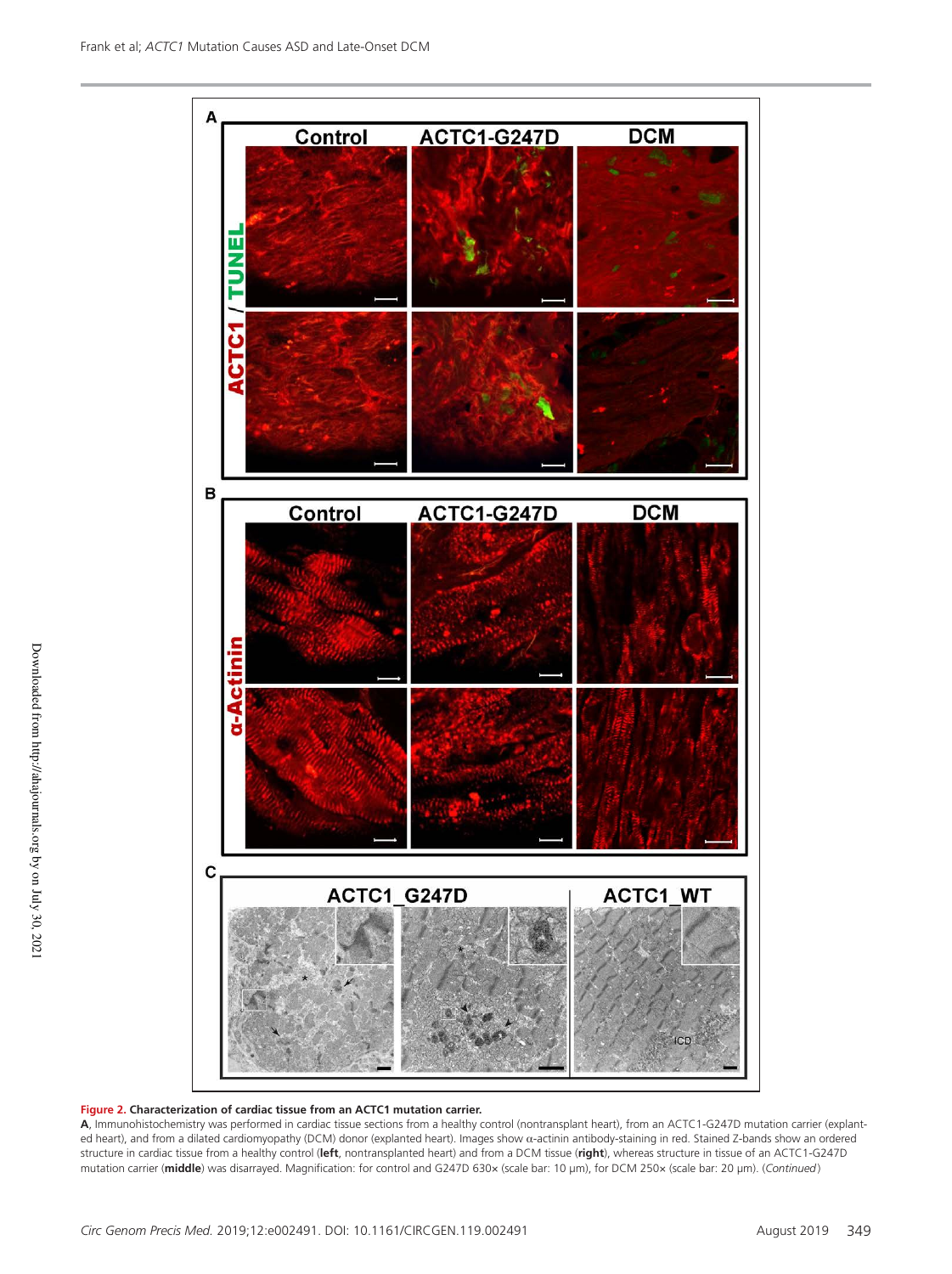**Figure 2. Characterization of cardiac tissue from an ACTC1 mutation carrier.**

**A**, Immunohistochemistry was performed in cardiac tissue sections from a healthy control (nontransplant heart), from an ACTC1-G247D mutation carrier (explanted heart), and from a dilated cardiomyopathy (DCM) donor (explanted heart). Images show α-actinin antibody-staining in red. Stained Z-bands show an ordered structure in cardiac tissue from a healthy control (**left**, nontransplant heart) and from a DCM tissue (**right**), whereas structure in tissue of an ACTC1-G247D mutation carrier (**middle**) was disarrayed. Magnification: for control and G247D 630× (scale bar: 10 μm), for DCM 250× (scale bar: 20 μm). (*Continued*)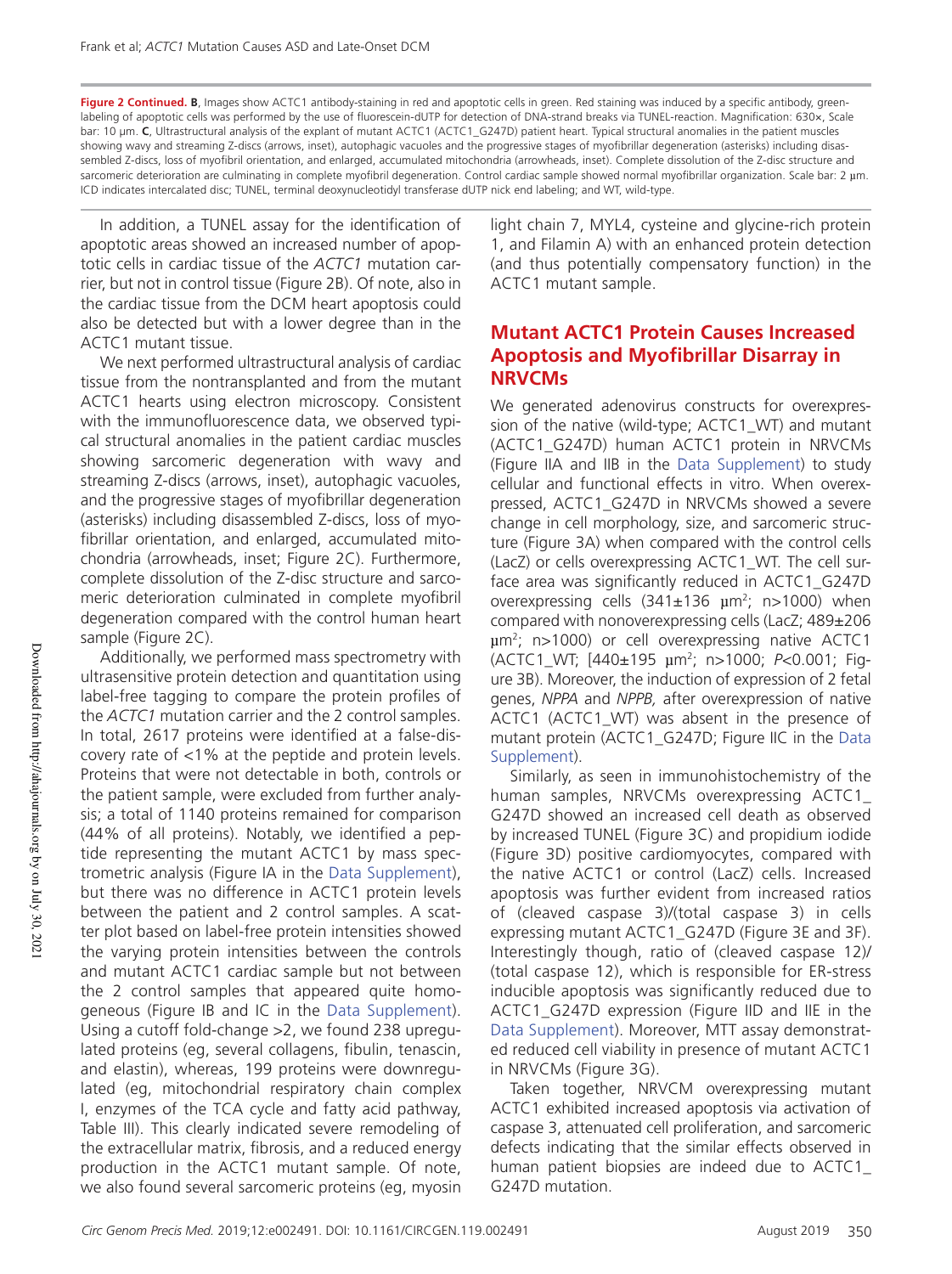**Figure 2 Continued. B**, Images show ACTC1 antibody-staining in red and apoptotic cells in green. Red staining was induced by a specific antibody, green-labeling of apoptotic cells was performed by the use of fluorescein-dUTP for detection of DNA-strand breaks via TUNEL-reaction. Magnification: 630×, Scale bar: 10 µm. **C**, Ultrastructural analysis of the explant of mutant ACTC1 (ACTC1_G247D) patient heart. Typical structural anomalies in the patient muscles showing wavy and streaming Z-discs (arrows, inset), autophagic vacuoles and the progressive stages of myofibrillar degeneration (asterisks) including disassembled Z-discs, loss of myofibril orientation, and enlarged, accumulated mitochondria (arrowheads, inset). Complete dissolution of the Z-disc structure and sarcomeric deterioration are culminating in complete myofibril degeneration. Control cardiac sample showed normal myofibrillar organization. Scale bar: 2 µm. ICD indicates intercalated disc; TUNEL, terminal deoxynucleotidyl transferase dUTP nick end labeling; and WT, wild-type.

In addition, a TUNEL assay for the identification of apoptotic areas showed an increased number of apoptotic cells in cardiac tissue of the *ACTC1* mutation carrier, but not in control tissue (Figure 2B). Of note, also in the cardiac tissue from the DCM heart apoptosis could also be detected but with a lower degree than in the ACTC1 mutant tissue.

We next performed ultrastructural analysis of cardiac tissue from the nontransplanted and from the mutant ACTC1 hearts using electron microscopy. Consistent with the immunofluorescence data, we observed typical structural anomalies in the patient cardiac muscles showing sarcomeric degeneration with wavy and streaming Z-discs (arrows, inset), autophagic vacuoles, and the progressive stages of myofibrillar degeneration (asterisks) including disassembled Z-discs, loss of myofibrillar orientation, and enlarged, accumulated mitochondria (arrowheads, inset; Figure 2C). Furthermore, complete dissolution of the Z-disc structure and sarcomeric deterioration culminated in complete myofibril degeneration compared with the control human heart sample (Figure 2C).

Additionally, we performed mass spectrometry with ultrasensitive protein detection and quantitation using label-free tagging to compare the protein profiles of the *ACTC1* mutation carrier and the 2 control samples. In total, 2617 proteins were identified at a false-discovery rate of <1% at the peptide and protein levels. Proteins that were not detectable in both, controls or the patient sample, were excluded from further analysis; a total of 1140 proteins remained for comparison (44% of all proteins). Notably, we identified a peptide representing the mutant ACTC1 by mass spectrometric analysis (Figure IA in the Data Supplement), but there was no difference in ACTC1 protein levels between the patient and 2 control samples. A scatter plot based on label-free protein intensities showed the varying protein intensities between the controls and mutant ACTC1 cardiac sample but not between the 2 control samples that appeared quite homogeneous (Figure IB and IC in the Data Supplement). Using a cutoff fold-change >2, we found 238 upregulated proteins (eg, several collagens, fibulin, tenascin, and elastin), whereas, 199 proteins were downregulated (eg, mitochondrial respiratory chain complex I, enzymes of the TCA cycle and fatty acid pathway, Table III). This clearly indicated severe remodeling of the extracellular matrix, fibrosis, and a reduced energy production in the ACTC1 mutant sample. Of note, we also found several sarcomeric proteins (eg, myosin light chain 7, MYL4, cysteine and glycine-rich protein 1, and Filamin A) with an enhanced protein detection (and thus potentially compensatory function) in the ACTC1 mutant sample.

## Mutant ACTC1 Protein Causes Increased Apoptosis and Myofibrillar Disarray in NRVCMs

We generated adenovirus constructs for overexpression of the native (wild-type; ACTC1_WT) and mutant (ACTC1_G247D) human ACTC1 protein in NRVCMs (Figure IIA and IIB in the Data Supplement) to study cellular and functional effects in vitro. When overexpressed, ACTC1_G247D in NRVCMs showed a severe change in cell morphology, size, and sarcomeric structure (Figure 3A) when compared with the control cells (LacZ) or cells overexpressing ACTC1_WT. The cell surface area was significantly reduced in ACTC1_G247D overexpressing cells (341±136 µm$^2$; n>1000) when compared with nonoverexpressing cells (LacZ; 489±206 µm$^2$; n>1000) or cell overexpressing native ACTC1 (ACTC1_WT; [440±195 µm$^2$; n>1000; $P$<0.001; Figure 3B). Moreover, the induction of expression of 2 fetal genes, *NPPA* and *NPPB,* after overexpression of native ACTC1 (ACTC1_WT) was absent in the presence of mutant protein (ACTC1_G247D; Figure IIC in the Data Supplement).

Similarly, as seen in immunohistochemistry of the human samples, NRVCMs overexpressing ACTC1_G247D showed an increased cell death as observed by increased TUNEL (Figure 3C) and propidium iodide (Figure 3D) positive cardiomyocytes, compared with the native ACTC1 or control (LacZ) cells. Increased apoptosis was further evident from increased ratios of (cleaved caspase 3)/(total caspase 3) in cells expressing mutant ACTC1_G247D (Figure 3E and 3F). Interestingly though, ratio of (cleaved caspase 12)/(total caspase 12), which is responsible for ER-stress inducible apoptosis was significantly reduced due to ACTC1_G247D expression (Figure IID and IIE in the Data Supplement). Moreover, MTT assay demonstrated reduced cell viability in presence of mutant ACTC1 in NRVCMs (Figure 3G).

Taken together, NRVCM overexpressing mutant ACTC1 exhibited increased apoptosis via activation of caspase 3, attenuated cell proliferation, and sarcomeric defects indicating that the similar effects observed in human patient biopsies are indeed due to ACTC1_G247D mutation.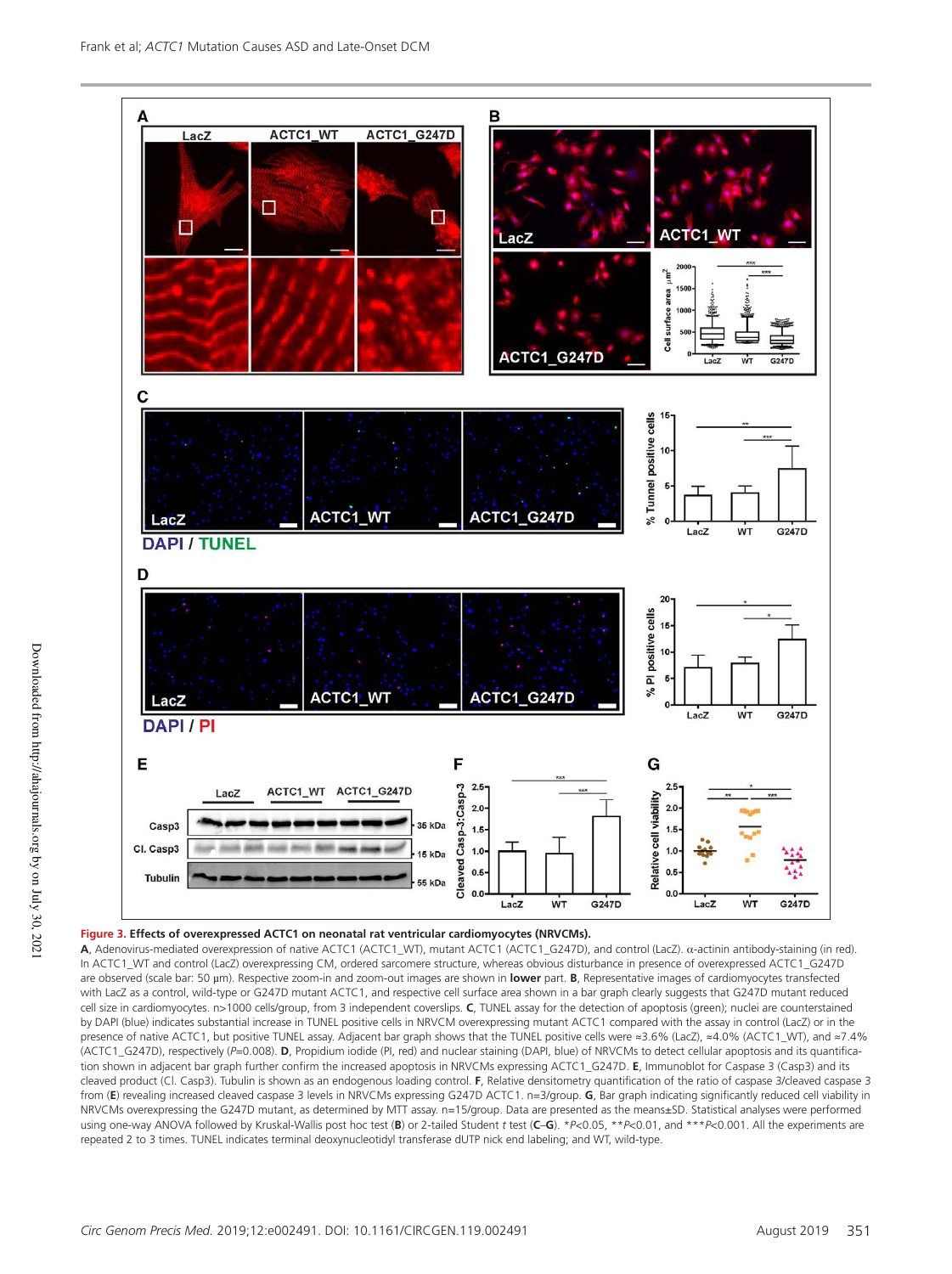**Figure 3. Effects of overexpressed ACTC1 on neonatal rat ventricular cardiomyocytes (NRVCMs).**
**A**, Adenovirus-mediated overexpression of native ACTC1 (ACTC1_WT), mutant ACTC1 (ACTC1_G247D), and control (LacZ). α-actinin antibody-staining (in red). In ACTC1_WT and control (LacZ) overexpressing CM, ordered sarcomere structure, whereas obvious disturbance in presence of overexpressed ACTC1_G247D are observed (scale bar: 50 µm). Respective zoom-in and zoom-out images are shown in **lower** part. **B**, Representative images of cardiomyocytes transfected with LacZ as a control, wild-type or G247D mutant ACTC1, and respective cell surface area shown in a bar graph clearly suggests that G247D mutant reduced cell size in cardiomyocytes. n>1000 cells/group, from 3 independent coverslips. **C**, TUNEL assay for the detection of apoptosis (green); nuclei are counterstained by DAPI (blue) indicates substantial increase in TUNEL positive cells in NRVCM overexpressing mutant ACTC1 compared with the assay in control (LacZ) or in the presence of native ACTC1, but positive TUNEL assay. Adjacent bar graph shows that the TUNEL positive cells were ≈3.6% (LacZ), ≈4.0% (ACTC1_WT), and ≈7.4% (ACTC1_G247D), respectively (*P*=0.008). **D**, Propidium iodide (PI, red) and nuclear staining (DAPI, blue) of NRVCMs to detect cellular apoptosis and its quantification shown in adjacent bar graph further confirm the increased apoptosis in NRVCMs expressing ACTC1_G247D. **E**, Immunoblot for Caspase 3 (Casp3) and its cleaved product (Cl. Casp3). Tubulin is shown as an endogenous loading control. **F**, Relative densitometry quantification of the ratio of caspase 3/cleaved caspase 3 from (**E**) revealing increased cleaved caspase 3 levels in NRVCMs expressing G247D ACTC1. n=3/group. **G**, Bar graph indicating significantly reduced cell viability in NRVCMs overexpressing the G247D mutant, as determined by MTT assay. n=15/group. Data are presented as the means±SD. Statistical analyses were performed using one-way ANOVA followed by Kruskal-Wallis post hoc test (**B**) or 2-tailed Student *t* test (**C**–**G**). \**P*<0.05, \*\**P*<0.01, and \*\*\**P*<0.001. All the experiments are repeated 2 to 3 times. TUNEL indicates terminal deoxynucleotidyl transferase dUTP nick end labeling; and WT, wild-type.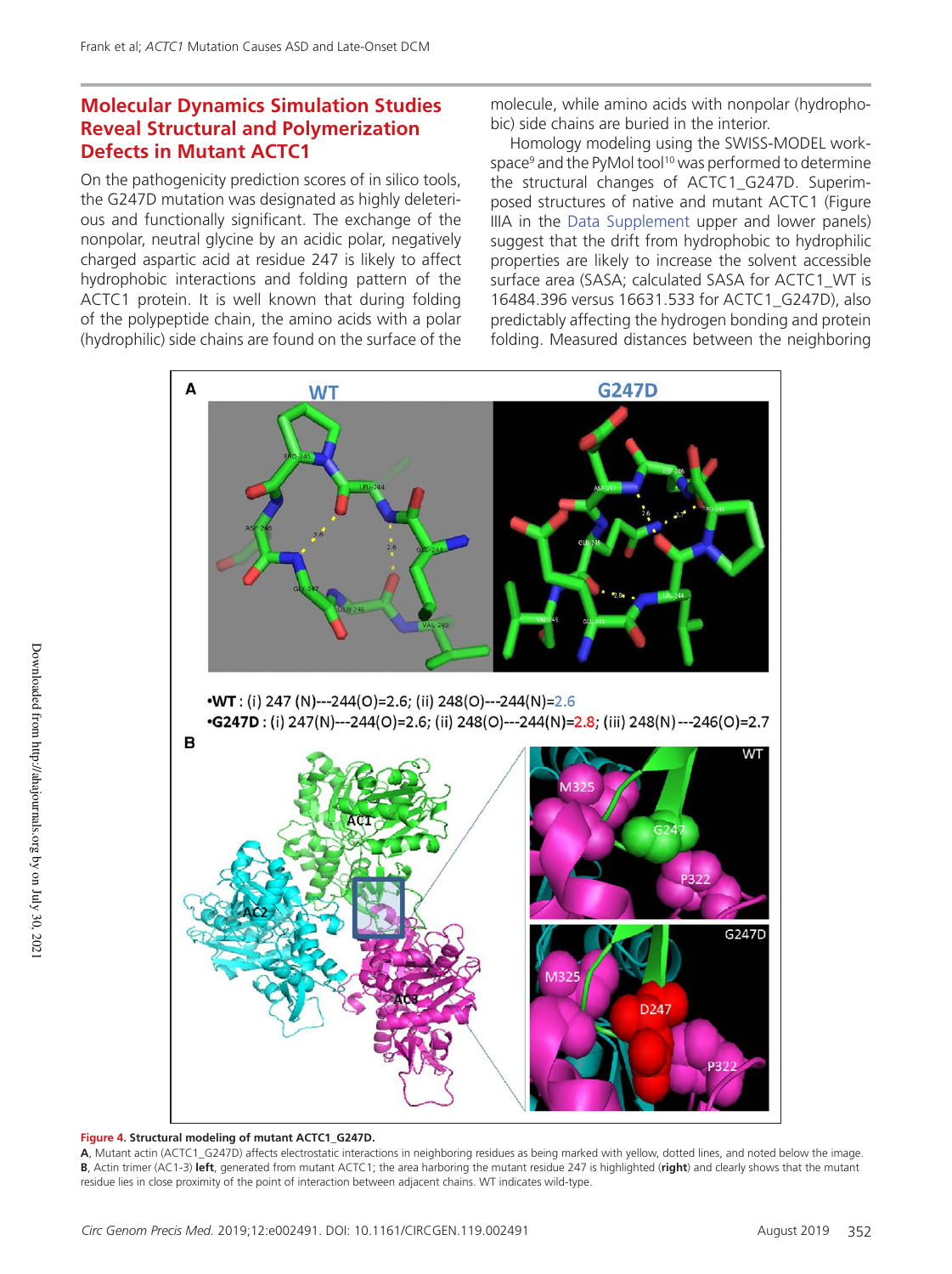## Molecular Dynamics Simulation Studies Reveal Structural and Polymerization Defects in Mutant ACTC1

On the pathogenicity prediction scores of in silico tools, the G247D mutation was designated as highly deleterious and functionally significant. The exchange of the nonpolar, neutral glycine by an acidic polar, negatively charged aspartic acid at residue 247 is likely to affect hydrophobic interactions and folding pattern of the ACTC1 protein. It is well known that during folding of the polypeptide chain, the amino acids with a polar (hydrophilic) side chains are found on the surface of the molecule, while amino acids with nonpolar (hydrophobic) side chains are buried in the interior.

Homology modeling using the SWISS-MODEL workspace[9] and the PyMol tool[10] was performed to determine the structural changes of ACTC1_G247D. Superimposed structures of native and mutant ACTC1 (Figure IIIA in the Data Supplement upper and lower panels) suggest that the drift from hydrophobic to hydrophilic properties are likely to increase the solvent accessible surface area (SASA; calculated SASA for ACTC1_WT is 16484.396 versus 16631.533 for ACTC1_G247D), also predictably affecting the hydrogen bonding and protein folding. Measured distances between the neighboring

**Figure 4. Structural modeling of mutant ACTC1_G247D.**

**A**, Mutant actin (ACTC1_G247D) affects electrostatic interactions in neighboring residues as being marked with yellow, dotted lines, and noted below the image. **B**, Actin trimer (AC1-3) **left**, generated from mutant ACTC1; the area harboring the mutant residue 247 is highlighted (**right**) and clearly shows that the mutant residue lies in close proximity of the point of interaction between adjacent chains. WT indicates wild-type.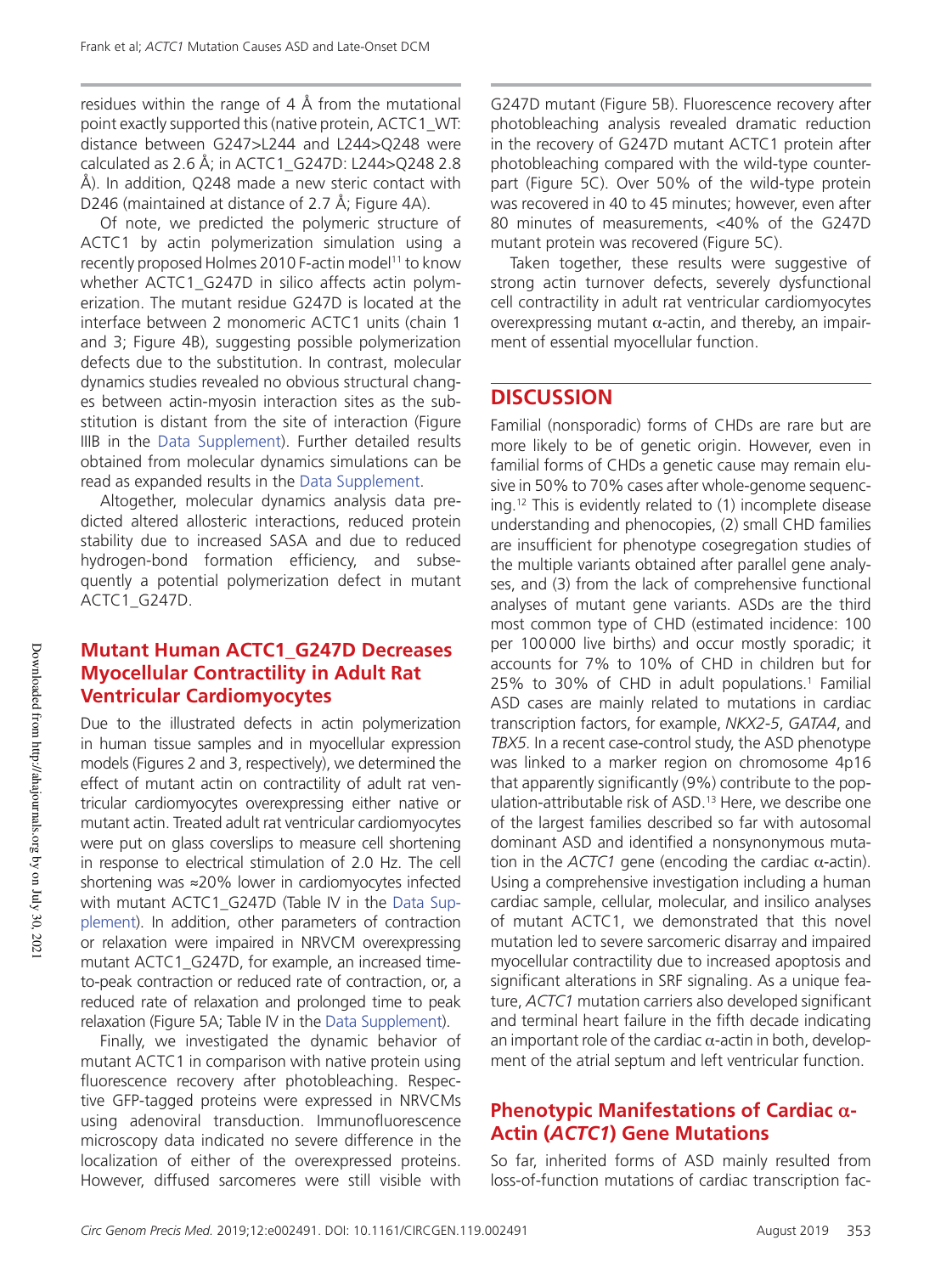residues within the range of 4 Å from the mutational point exactly supported this (native protein, ACTC1_WT: distance between G247>L244 and L244>Q248 were calculated as 2.6 Å; in ACTC1_G247D: L244>Q248 2.8 Å). In addition, Q248 made a new steric contact with D246 (maintained at distance of 2.7 Å; Figure 4A).

Of note, we predicted the polymeric structure of ACTC1 by actin polymerization simulation using a recently proposed Holmes 2010 F-actin model[11] to know whether ACTC1_G247D in silico affects actin polymerization. The mutant residue G247D is located at the interface between 2 monomeric ACTC1 units (chain 1 and 3; Figure 4B), suggesting possible polymerization defects due to the substitution. In contrast, molecular dynamics studies revealed no obvious structural changes between actin-myosin interaction sites as the substitution is distant from the site of interaction (Figure IIIB in the Data Supplement). Further detailed results obtained from molecular dynamics simulations can be read as expanded results in the Data Supplement.

Altogether, molecular dynamics analysis data predicted altered allosteric interactions, reduced protein stability due to increased SASA and due to reduced hydrogen-bond formation efficiency, and subsequently a potential polymerization defect in mutant ACTC1_G247D.

### Mutant Human ACTC1_G247D Decreases Myocellular Contractility in Adult Rat Ventricular Cardiomyocytes

Due to the illustrated defects in actin polymerization in human tissue samples and in myocellular expression models (Figures 2 and 3, respectively), we determined the effect of mutant actin on contractility of adult rat ventricular cardiomyocytes overexpressing either native or mutant actin. Treated adult rat ventricular cardiomyocytes were put on glass coverslips to measure cell shortening in response to electrical stimulation of 2.0 Hz. The cell shortening was ≈20% lower in cardiomyocytes infected with mutant ACTC1_G247D (Table IV in the Data Supplement). In addition, other parameters of contraction or relaxation were impaired in NRVCM overexpressing mutant ACTC1_G247D, for example, an increased time-to-peak contraction or reduced rate of contraction, or, a reduced rate of relaxation and prolonged time to peak relaxation (Figure 5A; Table IV in the Data Supplement).

Finally, we investigated the dynamic behavior of mutant ACTC1 in comparison with native protein using fluorescence recovery after photobleaching. Respective GFP-tagged proteins were expressed in NRVCMs using adenoviral transduction. Immunofluorescence microscopy data indicated no severe difference in the localization of either of the overexpressed proteins. However, diffused sarcomeres were still visible with G247D mutant (Figure 5B). Fluorescence recovery after photobleaching analysis revealed dramatic reduction in the recovery of G247D mutant ACTC1 protein after photobleaching compared with the wild-type counterpart (Figure 5C). Over 50% of the wild-type protein was recovered in 40 to 45 minutes; however, even after 80 minutes of measurements, <40% of the G247D mutant protein was recovered (Figure 5C).

Taken together, these results were suggestive of strong actin turnover defects, severely dysfunctional cell contractility in adult rat ventricular cardiomyocytes overexpressing mutant α-actin, and thereby, an impairment of essential myocellular function.

## DISCUSSION

Familial (nonsporadic) forms of CHDs are rare but are more likely to be of genetic origin. However, even in familial forms of CHDs a genetic cause may remain elusive in 50% to 70% cases after whole-genome sequencing.[12] This is evidently related to (1) incomplete disease understanding and phenocopies, (2) small CHD families are insufficient for phenotype cosegregation studies of the multiple variants obtained after parallel gene analyses, and (3) from the lack of comprehensive functional analyses of mutant gene variants. ASDs are the third most common type of CHD (estimated incidence: 100 per 100 000 live births) and occur mostly sporadic; it accounts for 7% to 10% of CHD in children but for 25% to 30% of CHD in adult populations.[1] Familial ASD cases are mainly related to mutations in cardiac transcription factors, for example, *NKX2-5*, *GATA4*, and *TBX5*. In a recent case-control study, the ASD phenotype was linked to a marker region on chromosome 4p16 that apparently significantly (9%) contribute to the population-attributable risk of ASD.[13] Here, we describe one of the largest families described so far with autosomal dominant ASD and identified a nonsynonymous mutation in the *ACTC1* gene (encoding the cardiac α-actin). Using a comprehensive investigation including a human cardiac sample, cellular, molecular, and insilico analyses of mutant ACTC1, we demonstrated that this novel mutation led to severe sarcomeric disarray and impaired myocellular contractility due to increased apoptosis and significant alterations in SRF signaling. As a unique feature, *ACTC1* mutation carriers also developed significant and terminal heart failure in the fifth decade indicating an important role of the cardiac α-actin in both, development of the atrial septum and left ventricular function.

### Phenotypic Manifestations of Cardiac α-Actin (*ACTC1*) Gene Mutations

So far, inherited forms of ASD mainly resulted from loss-of-function mutations of cardiac transcription fac-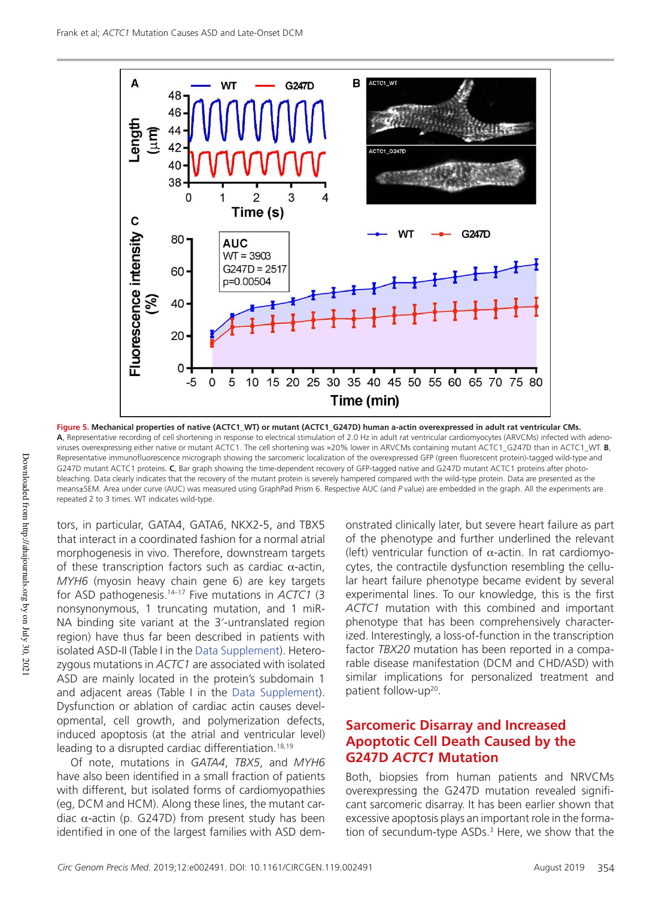**Figure 5. Mechanical properties of native (ACTC1_WT) or mutant (ACTC1_G247D) human a-actin overexpressed in adult rat ventricular CMs.** **A**, Representative recording of cell shortening in response to electrical stimulation of 2.0 Hz in adult rat ventricular cardiomyocytes (ARVCMs) infected with adenoviruses overexpressing either native or mutant ACTC1. The cell shortening was ≈20% lower in ARVCMs containing mutant ACTC1_G247D than in ACTC1_WT. **B**, Representative immunofluorescence micrograph showing the sarcomeric localization of the overexpressed GFP (green fluorescent protein)-tagged wild-type and G247D mutant ACTC1 proteins. **C**, Bar graph showing the time-dependent recovery of GFP-tagged native and G247D mutant ACTC1 proteins after photobleaching. Data clearly indicates that the recovery of the mutant protein is severely hampered compared with the wild-type protein. Data are presented as the means±SEM. Area under curve (AUC) was measured using GraphPad Prism 6. Respective AUC (and *P* value) are embedded in the graph. All the experiments are repeated 2 to 3 times. WT indicates wild-type.

tors, in particular, GATA4, GATA6, NKX2-5, and TBX5 that interact in a coordinated fashion for a normal atrial morphogenesis in vivo. Therefore, downstream targets of these transcription factors such as cardiac α-actin, *MYH6* (myosin heavy chain gene 6) are key targets for ASD pathogenesis.[14–17] Five mutations in *ACTC1* (3 nonsynonymous, 1 truncating mutation, and 1 miRNA binding site variant at the 3′-untranslated region region) have thus far been described in patients with isolated ASD-II (Table I in the Data Supplement). Heterozygous mutations in *ACTC1* are associated with isolated ASD are mainly located in the protein's subdomain 1 and adjacent areas (Table I in the Data Supplement). Dysfunction or ablation of cardiac actin causes developmental, cell growth, and polymerization defects, induced apoptosis (at the atrial and ventricular level) leading to a disrupted cardiac differentiation.[18,19]

Of note, mutations in *GATA4*, *TBX5*, and *MYH6* have also been identified in a small fraction of patients with different, but isolated forms of cardiomyopathies (eg, DCM and HCM). Along these lines, the mutant cardiac α-actin (p. G247D) from present study has been identified in one of the largest families with ASD demonstrated clinically later, but severe heart failure as part of the phenotype and further underlined the relevant (left) ventricular function of α-actin. In rat cardiomyocytes, the contractile dysfunction resembling the cellular heart failure phenotype became evident by several experimental lines. To our knowledge, this is the first *ACTC1* mutation with this combined and important phenotype that has been comprehensively characterized. Interestingly, a loss-of-function in the transcription factor *TBX20* mutation has been reported in a comparable disease manifestation (DCM and CHD/ASD) with similar implications for personalized treatment and patient follow-up[20].

## Sarcomeric Disarray and Increased Apoptotic Cell Death Caused by the G247D *ACTC1* Mutation

Both, biopsies from human patients and NRVCMs overexpressing the G247D mutation revealed significant sarcomeric disarray. It has been earlier shown that excessive apoptosis plays an important role in the formation of secundum-type ASDs.[3] Here, we show that the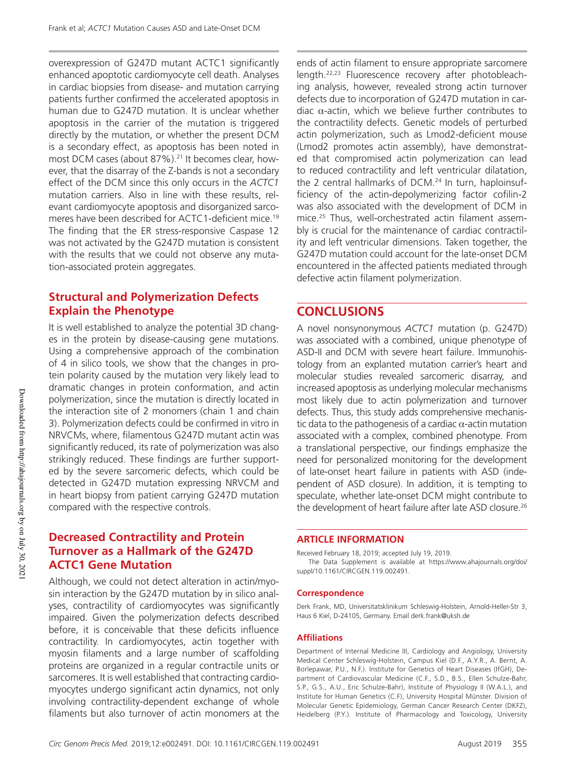overexpression of G247D mutant ACTC1 significantly enhanced apoptotic cardiomyocyte cell death. Analyses in cardiac biopsies from disease- and mutation carrying patients further confirmed the accelerated apoptosis in human due to G247D mutation. It is unclear whether apoptosis in the carrier of the mutation is triggered directly by the mutation, or whether the present DCM is a secondary effect, as apoptosis has been noted in most DCM cases (about 87%).[21] It becomes clear, however, that the disarray of the Z-bands is not a secondary effect of the DCM since this only occurs in the *ACTC1* mutation carriers. Also in line with these results, relevant cardiomyocyte apoptosis and disorganized sarcomeres have been described for ACTC1-deficient mice.[19] The finding that the ER stress-responsive Caspase 12 was not activated by the G247D mutation is consistent with the results that we could not observe any mutation-associated protein aggregates.

## Structural and Polymerization Defects Explain the Phenotype

It is well established to analyze the potential 3D changes in the protein by disease-causing gene mutations. Using a comprehensive approach of the combination of 4 in silico tools, we show that the changes in protein polarity caused by the mutation very likely lead to dramatic changes in protein conformation, and actin polymerization, since the mutation is directly located in the interaction site of 2 monomers (chain 1 and chain 3). Polymerization defects could be confirmed in vitro in NRVCMs, where, filamentous G247D mutant actin was significantly reduced, its rate of polymerization was also strikingly reduced. These findings are further supported by the severe sarcomeric defects, which could be detected in G247D mutation expressing NRVCM and in heart biopsy from patient carrying G247D mutation compared with the respective controls.

## Decreased Contractility and Protein Turnover as a Hallmark of the G247D ACTC1 Gene Mutation

Although, we could not detect alteration in actin/myosin interaction by the G247D mutation by in silico analyses, contractility of cardiomyocytes was significantly impaired. Given the polymerization defects described before, it is conceivable that these deficits influence contractility. In cardiomyocytes, actin together with myosin filaments and a large number of scaffolding proteins are organized in a regular contractile units or sarcomeres. It is well established that contracting cardiomyocytes undergo significant actin dynamics, not only involving contractility-dependent exchange of whole filaments but also turnover of actin monomers at the ends of actin filament to ensure appropriate sarcomere length.[22,23] Fluorescence recovery after photobleaching analysis, however, revealed strong actin turnover defects due to incorporation of G247D mutation in cardiac α-actin, which we believe further contributes to the contractility defects. Genetic models of perturbed actin polymerization, such as Lmod2-deficient mouse (Lmod2 promotes actin assembly), have demonstrated that compromised actin polymerization can lead to reduced contractility and left ventricular dilatation, the 2 central hallmarks of DCM.[24] In turn, haploinsufficiency of the actin-depolymerizing factor cofilin-2 was also associated with the development of DCM in mice.[25] Thus, well-orchestrated actin filament assembly is crucial for the maintenance of cardiac contractility and left ventricular dimensions. Taken together, the G247D mutation could account for the late-onset DCM encountered in the affected patients mediated through defective actin filament polymerization.

# CONCLUSIONS

A novel nonsynonymous *ACTC1* mutation (p. G247D) was associated with a combined, unique phenotype of ASD-II and DCM with severe heart failure. Immunohistology from an explanted mutation carrier's heart and molecular studies revealed sarcomeric disarray, and increased apoptosis as underlying molecular mechanisms most likely due to actin polymerization and turnover defects. Thus, this study adds comprehensive mechanistic data to the pathogenesis of a cardiac α-actin mutation associated with a complex, combined phenotype. From a translational perspective, our findings emphasize the need for personalized monitoring for the development of late-onset heart failure in patients with ASD (independent of ASD closure). In addition, it is tempting to speculate, whether late-onset DCM might contribute to the development of heart failure after late ASD closure.[26]

## ARTICLE INFORMATION

Received February 18, 2019; accepted July 19, 2019.

The Data Supplement is available at https://www.ahajournals.org/doi/suppl/10.1161/CIRCGEN.119.002491.

### Correspondence

Derk Frank, MD, Universitatsklinikum Schleswig-Holstein, Arnold-Heller-Str 3, Haus 6 Kiel, D-24105, Germany. Email derk.frank@uksh.de

### Affiliations

Department of Internal Medicine III, Cardiology and Angiology, University Medical Center Schleswig-Holstein, Campus Kiel (D.F., A.Y.R., A. Bernt, A. Borlepawar, P.U., N.F.). Institute for Genetics of Heart Diseases (IfGH), Department of Cardiovascular Medicine (C.F., S.D., B.S., Ellen Schulze-Bahr, S.P., G.S., A.U., Eric Schulze-Bahr), Institute of Physiology II (W.A.L.), and Institute for Human Genetics (C.F), University Hospital Münster. Division of Molecular Genetic Epidemiology, German Cancer Research Center (DKFZ), Heidelberg (P.Y.). Institute of Pharmacology and Toxicology, University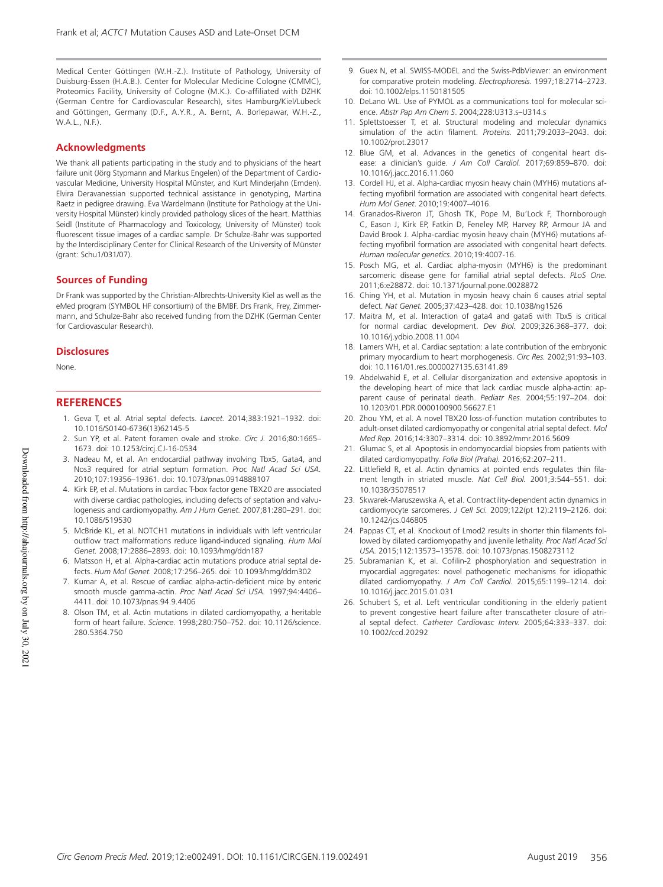Medical Center Göttingen (W.H.-Z.). Institute of Pathology, University of Duisburg-Essen (H.A.B.). Center for Molecular Medicine Cologne (CMMC), Proteomics Facility, University of Cologne (M.K.). Co-affiliated with DZHK (German Centre for Cardiovascular Research), sites Hamburg/Kiel/Lübeck and Göttingen, Germany (D.F., A.Y.R., A. Bernt, A. Borlepawar, W.H.-Z., W.A.L., N.F.).

## Acknowledgments

We thank all patients participating in the study and to physicians of the heart failure unit (Jörg Stypmann and Markus Engelen) of the Department of Cardiovascular Medicine, University Hospital Münster, and Kurt Minderjahn (Emden). Elvira Deravanessian supported technical assistance in genotyping, Martina Raetz in pedigree drawing. Eva Wardelmann (Institute for Pathology at the University Hospital Münster) kindly provided pathology slices of the heart. Matthias Seidl (Institute of Pharmacology and Toxicology, University of Münster) took fluorescent tissue images of a cardiac sample. Dr Schulze-Bahr was supported by the Interdisciplinary Center for Clinical Research of the University of Münster (grant: Schu1/031/07).

## Sources of Funding

Dr Frank was supported by the Christian-Albrechts-University Kiel as well as the eMed program (SYMBOL HF consortium) of the BMBF. Drs Frank, Frey, Zimmermann, and Schulze-Bahr also received funding from the DZHK (German Center for Cardiovascular Research).

## Disclosures

None.

## REFERENCES

1. Geva T, et al. Atrial septal defects. *Lancet.* 2014;383:1921–1932. doi: 10.1016/S0140-6736(13)62145-5
2. Sun YP, et al. Patent foramen ovale and stroke. *Circ J.* 2016;80:1665–1673. doi: 10.1253/circj.CJ-16-0534
3. Nadeau M, et al. An endocardial pathway involving Tbx5, Gata4, and Nos3 required for atrial septum formation. *Proc Natl Acad Sci USA.* 2010;107:19356–19361. doi: 10.1073/pnas.0914888107
4. Kirk EP, et al. Mutations in cardiac T-box factor gene TBX20 are associated with diverse cardiac pathologies, including defects of septation and valvulogenesis and cardiomyopathy. *Am J Hum Genet.* 2007;81:280–291. doi: 10.1086/519530
5. McBride KL, et al. NOTCH1 mutations in individuals with left ventricular outflow tract malformations reduce ligand-induced signaling. *Hum Mol Genet.* 2008;17:2886–2893. doi: 10.1093/hmg/ddn187
6. Matsson H, et al. Alpha-cardiac actin mutations produce atrial septal defects. *Hum Mol Genet.* 2008;17:256–265. doi: 10.1093/hmg/ddm302
7. Kumar A, et al. Rescue of cardiac alpha-actin-deficient mice by enteric smooth muscle gamma-actin. *Proc Natl Acad Sci USA.* 1997;94:4406–4411. doi: 10.1073/pnas.94.9.4406
8. Olson TM, et al. Actin mutations in dilated cardiomyopathy, a heritable form of heart failure. *Science.* 1998;280:750–752. doi: 10.1126/science.280.5364.750
9. Guex N, et al. SWISS-MODEL and the Swiss-PdbViewer: an environment for comparative protein modeling. *Electrophoresis.* 1997;18:2714–2723. doi: 10.1002/elps.1150181505
10. DeLano WL. Use of PYMOL as a communications tool for molecular science. *Abstr Pap Am Chem S.* 2004;228:U313.s–U314.s
11. Splettstoesser T, et al. Structural modeling and molecular dynamics simulation of the actin filament. *Proteins.* 2011;79:2033–2043. doi: 10.1002/prot.23017
12. Blue GM, et al. Advances in the genetics of congenital heart disease: a clinician's guide. *J Am Coll Cardiol.* 2017;69:859–870. doi: 10.1016/j.jacc.2016.11.060
13. Cordell HJ, et al. Alpha-cardiac myosin heavy chain (MYH6) mutations affecting myofibril formation are associated with congenital heart defects. *Hum Mol Genet.* 2010;19:4007–4016.
14. Granados-Riveron JT, Ghosh TK, Pope M, Bu'Lock F, Thornborough C, Eason J, Kirk EP, Fatkin D, Feneley MP, Harvey RP, Armour JA and David Brook J. Alpha-cardiac myosin heavy chain (MYH6) mutations affecting myofibril formation are associated with congenital heart defects. *Human molecular genetics.* 2010;19:4007-16.
15. Posch MG, et al. Cardiac alpha-myosin (MYH6) is the predominant sarcomeric disease gene for familial atrial septal defects. *PLoS One.* 2011;6:e28872. doi: 10.1371/journal.pone.0028872
16. Ching YH, et al. Mutation in myosin heavy chain 6 causes atrial septal defect. *Nat Genet.* 2005;37:423–428. doi: 10.1038/ng1526
17. Maitra M, et al. Interaction of gata4 and gata6 with Tbx5 is critical for normal cardiac development. *Dev Biol.* 2009;326:368–377. doi: 10.1016/j.ydbio.2008.11.004
18. Lamers WH, et al. Cardiac septation: a late contribution of the embryonic primary myocardium to heart morphogenesis. *Circ Res.* 2002;91:93–103. doi: 10.1161/01.res.0000027135.63141.89
19. Abdelwahid E, et al. Cellular disorganization and extensive apoptosis in the developing heart of mice that lack cardiac muscle alpha-actin: apparent cause of perinatal death. *Pediatr Res.* 2004;55:197–204. doi: 10.1203/01.PDR.0000100900.56627.E1
20. Zhou YM, et al. A novel TBX20 loss-of-function mutation contributes to adult-onset dilated cardiomyopathy or congenital atrial septal defect. *Mol Med Rep.* 2016;14:3307–3314. doi: 10.3892/mmr.2016.5609
21. Glumac S, et al. Apoptosis in endomyocardial biopsies from patients with dilated cardiomyopathy. *Folia Biol (Praha).* 2016;62:207–211.
22. Littlefield R, et al. Actin dynamics at pointed ends regulates thin filament length in striated muscle. *Nat Cell Biol.* 2001;3:544–551. doi: 10.1038/35078517
23. Skwarek-Maruszewska A, et al. Contractility-dependent actin dynamics in cardiomyocyte sarcomeres. *J Cell Sci.* 2009;122(pt 12):2119–2126. doi: 10.1242/jcs.046805
24. Pappas CT, et al. Knockout of Lmod2 results in shorter thin filaments followed by dilated cardiomyopathy and juvenile lethality. *Proc Natl Acad Sci USA.* 2015;112:13573–13578. doi: 10.1073/pnas.1508273112
25. Subramanian K, et al. Cofilin-2 phosphorylation and sequestration in myocardial aggregates: novel pathogenetic mechanisms for idiopathic dilated cardiomyopathy. *J Am Coll Cardiol.* 2015;65:1199–1214. doi: 10.1016/j.jacc.2015.01.031
26. Schubert S, et al. Left ventricular conditioning in the elderly patient to prevent congestive heart failure after transcatheter closure of atrial septal defect. *Catheter Cardiovasc Interv.* 2005;64:333–337. doi: 10.1002/ccd.20292